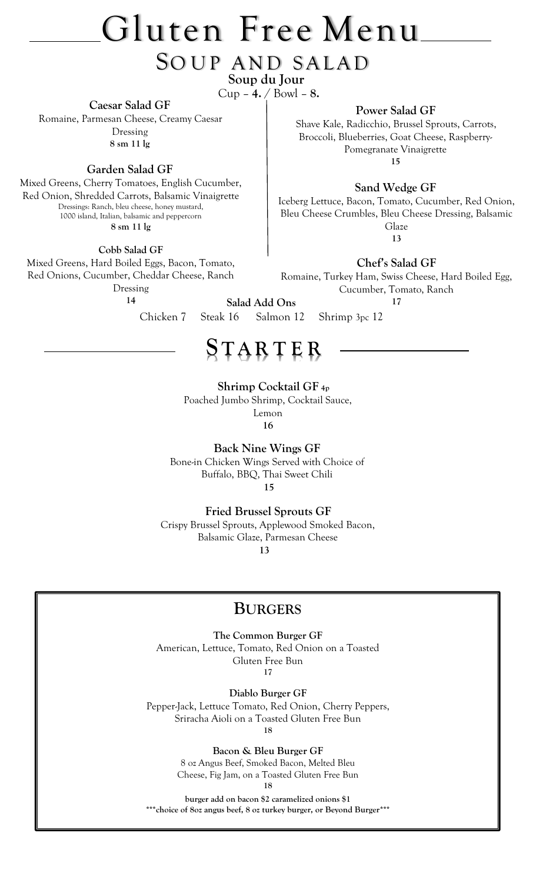# Gluten Free Menu

## Soup and Salad

**Soup du Jour**
Cup – **4.** / Bowl – **8.**

**Caesar Salad GF**
Romaine, Parmesan Cheese, Creamy Caesar Dressing
**8 sm 11 lg**

**Garden Salad GF**
Mixed Greens, Cherry Tomatoes, English Cucumber, Red Onion, Shredded Carrots, Balsamic Vinaigrette
Dressings: Ranch, bleu cheese, honey mustard, 1000 island, Italian, balsamic and peppercorn
**8 sm 11 lg**

**Cobb Salad GF**
Mixed Greens, Hard Boiled Eggs, Bacon, Tomato, Red Onions, Cucumber, Cheddar Cheese, Ranch Dressing
**14**

**Power Salad GF**
Shave Kale, Radicchio, Brussel Sprouts, Carrots, Broccoli, Blueberries, Goat Cheese, Raspberry-Pomegranate Vinaigrette
**15**

**Sand Wedge GF**
Iceberg Lettuce, Bacon, Tomato, Cucumber, Red Onion, Bleu Cheese Crumbles, Bleu Cheese Dressing, Balsamic Glaze
**13**

**Chef's Salad GF**
Romaine, Turkey Ham, Swiss Cheese, Hard Boiled Egg, Cucumber, Tomato, Ranch
**17**

**Salad Add Ons**
Chicken 7 Steak 16 Salmon 12 Shrimp 3pc 12

## Starter

**Shrimp Cocktail GF 4p**
Poached Jumbo Shrimp, Cocktail Sauce, Lemon
**16**

**Back Nine Wings GF**
Bone-in Chicken Wings Served with Choice of Buffalo, BBQ, Thai Sweet Chili
**15**

**Fried Brussel Sprouts GF**
Crispy Brussel Sprouts, Applewood Smoked Bacon, Balsamic Glaze, Parmesan Cheese
**13**

## Burgers

**The Common Burger GF**
American, Lettuce, Tomato, Red Onion on a Toasted Gluten Free Bun
**17**

**Diablo Burger GF**
Pepper-Jack, Lettuce Tomato, Red Onion, Cherry Peppers, Sriracha Aioli on a Toasted Gluten Free Bun
**18**

**Bacon & Bleu Burger GF**
8 oz Angus Beef, Smoked Bacon, Melted Bleu Cheese, Fig Jam, on a Toasted Gluten Free Bun
**18**

**burger add on bacon $2 caramelized onions $1**
**\*\*\*choice of 8oz angus beef, 8 oz turkey burger, or Beyond Burger\*\*\***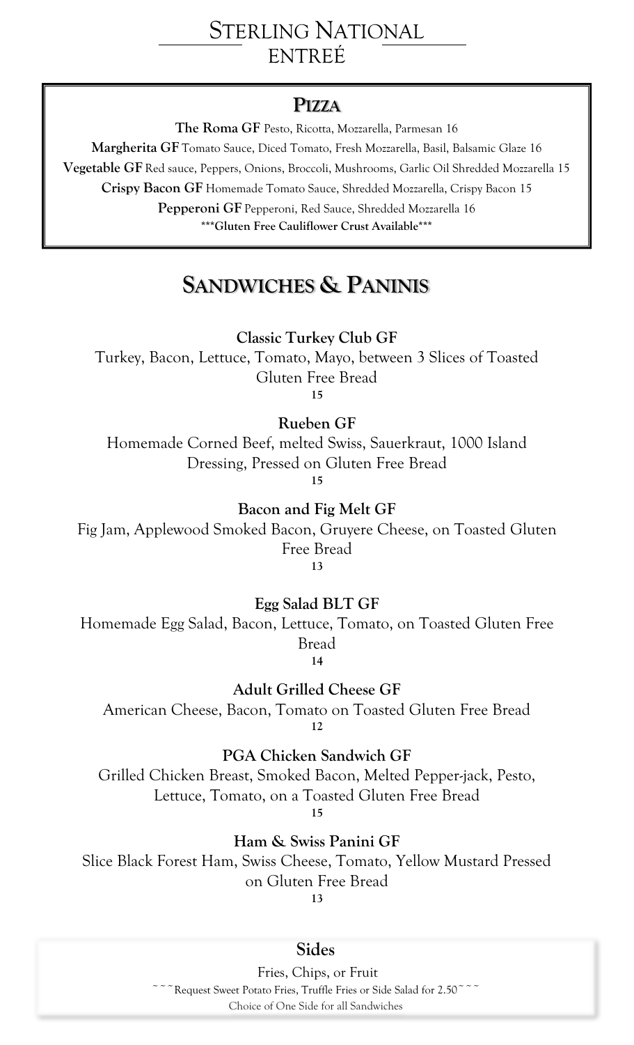# Sterling National
## ENTREÉ

## Pizza

**The Roma GF** Pesto, Ricotta, Mozzarella, Parmesan 16

**Margherita GF** Tomato Sauce, Diced Tomato, Fresh Mozzarella, Basil, Balsamic Glaze 16

**Vegetable GF** Red sauce, Peppers, Onions, Broccoli, Mushrooms, Garlic Oil Shredded Mozzarella 15

**Crispy Bacon GF** Homemade Tomato Sauce, Shredded Mozzarella, Crispy Bacon 15

**Pepperoni GF** Pepperoni, Red Sauce, Shredded Mozzarella 16

**\*\*\*Gluten Free Cauliflower Crust Available\*\*\***

## Sandwiches & Paninis

**Classic Turkey Club GF**
Turkey, Bacon, Lettuce, Tomato, Mayo, between 3 Slices of Toasted Gluten Free Bread
**15**

**Rueben GF**
Homemade Corned Beef, melted Swiss, Sauerkraut, 1000 Island Dressing, Pressed on Gluten Free Bread
**15**

**Bacon and Fig Melt GF**
Fig Jam, Applewood Smoked Bacon, Gruyere Cheese, on Toasted Gluten Free Bread
**13**

**Egg Salad BLT GF**
Homemade Egg Salad, Bacon, Lettuce, Tomato, on Toasted Gluten Free Bread
**14**

**Adult Grilled Cheese GF**
American Cheese, Bacon, Tomato on Toasted Gluten Free Bread
**12**

**PGA Chicken Sandwich GF**
Grilled Chicken Breast, Smoked Bacon, Melted Pepper-jack, Pesto, Lettuce, Tomato, on a Toasted Gluten Free Bread
**15**

**Ham & Swiss Panini GF**
Slice Black Forest Ham, Swiss Cheese, Tomato, Yellow Mustard Pressed on Gluten Free Bread
**13**

### Sides

Fries, Chips, or Fruit

~~~Request Sweet Potato Fries, Truffle Fries or Side Salad for 2.50~~~

Choice of One Side for all Sandwiches